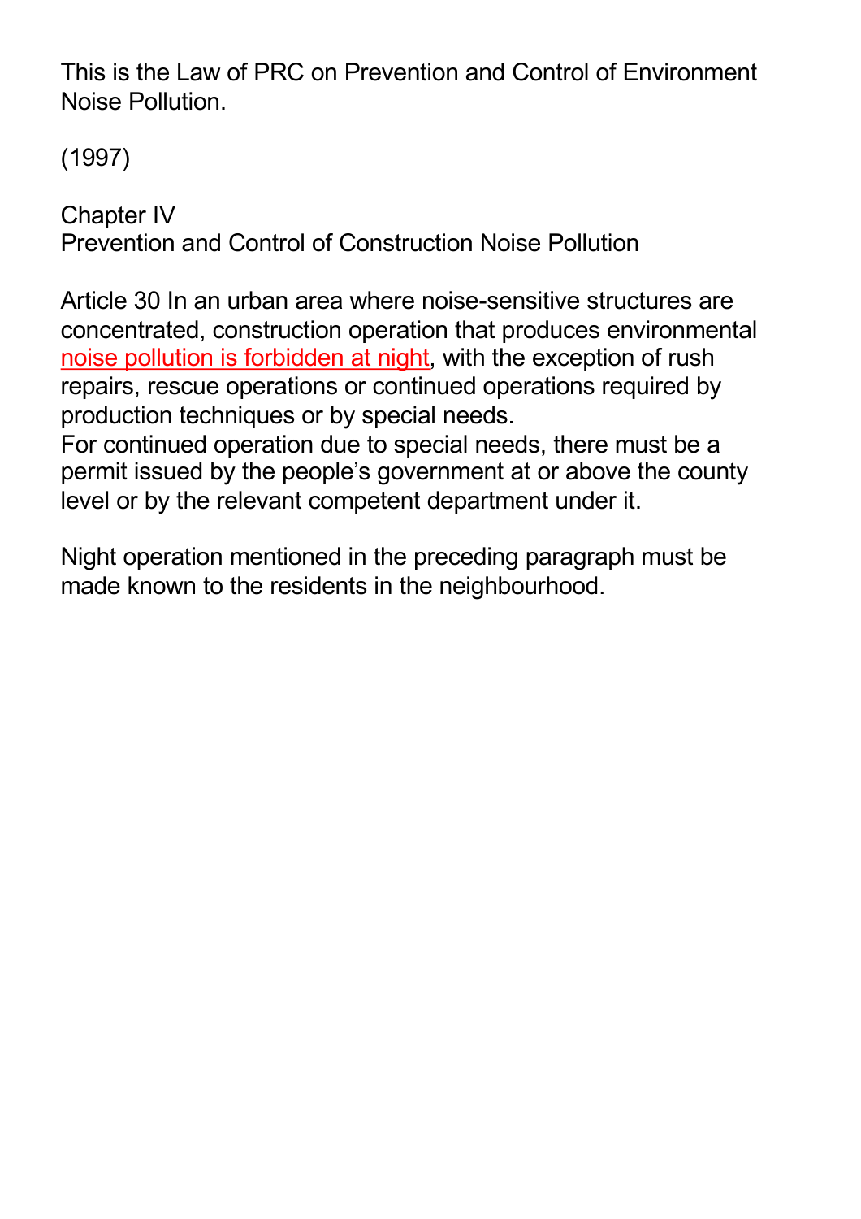This is the Law of PRC on Prevention and Control of Environment Noise Pollution.

(1997)

## Chapter IV
## Prevention and Control of Construction Noise Pollution

Article 30 In an urban area where noise-sensitive structures are concentrated, construction operation that produces environmental noise pollution is forbidden at night, with the exception of rush repairs, rescue operations or continued operations required by production techniques or by special needs.
For continued operation due to special needs, there must be a permit issued by the people's government at or above the county level or by the relevant competent department under it.

Night operation mentioned in the preceding paragraph must be made known to the residents in the neighbourhood.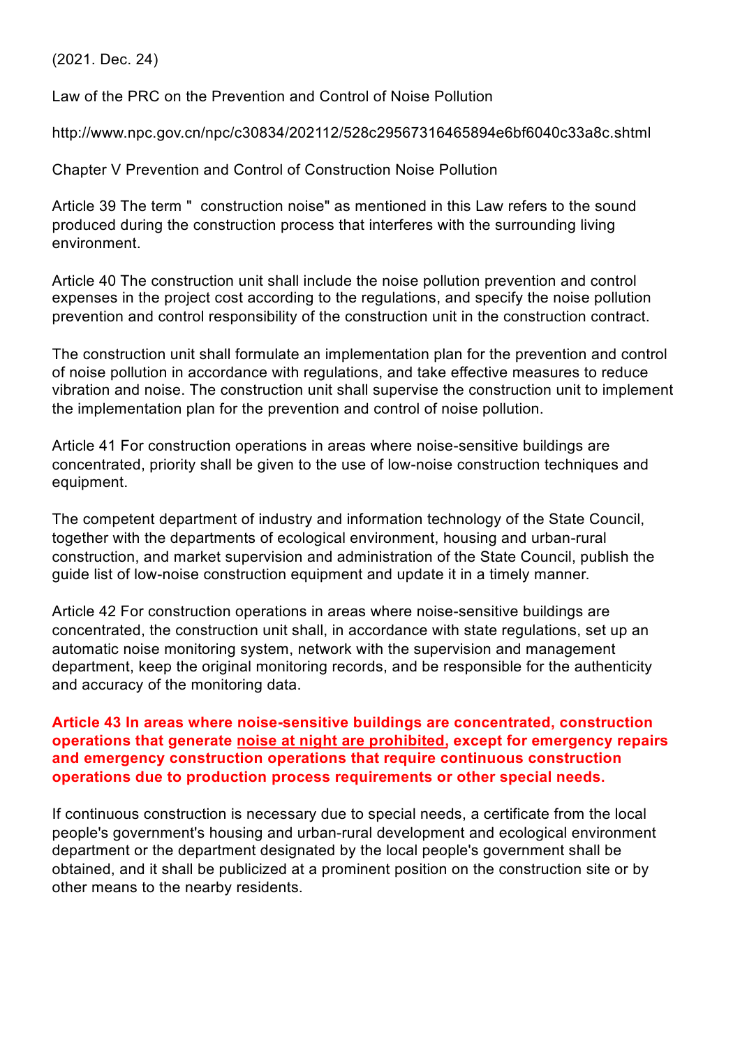(2021. Dec. 24)

Law of the PRC on the Prevention and Control of Noise Pollution

http://www.npc.gov.cn/npc/c30834/202112/528c29567316465894e6bf6040c33a8c.shtml

Chapter V Prevention and Control of Construction Noise Pollution

Article 39 The term "  construction noise" as mentioned in this Law refers to the sound produced during the construction process that interferes with the surrounding living environment.

Article 40 The construction unit shall include the noise pollution prevention and control expenses in the project cost according to the regulations, and specify the noise pollution prevention and control responsibility of the construction unit in the construction contract.

The construction unit shall formulate an implementation plan for the prevention and control of noise pollution in accordance with regulations, and take effective measures to reduce vibration and noise. The construction unit shall supervise the construction unit to implement the implementation plan for the prevention and control of noise pollution.

Article 41 For construction operations in areas where noise-sensitive buildings are concentrated, priority shall be given to the use of low-noise construction techniques and equipment.

The competent department of industry and information technology of the State Council, together with the departments of ecological environment, housing and urban-rural construction, and market supervision and administration of the State Council, publish the guide list of low-noise construction equipment and update it in a timely manner.

Article 42 For construction operations in areas where noise-sensitive buildings are concentrated, the construction unit shall, in accordance with state regulations, set up an automatic noise monitoring system, network with the supervision and management department, keep the original monitoring records, and be responsible for the authenticity and accuracy of the monitoring data.

**Article 43 In areas where noise-sensitive buildings are concentrated, construction operations that generate noise at night are prohibited, except for emergency repairs and emergency construction operations that require continuous construction operations due to production process requirements or other special needs.**

If continuous construction is necessary due to special needs, a certificate from the local people's government's housing and urban-rural development and ecological environment department or the department designated by the local people's government shall be obtained, and it shall be publicized at a prominent position on the construction site or by other means to the nearby residents.